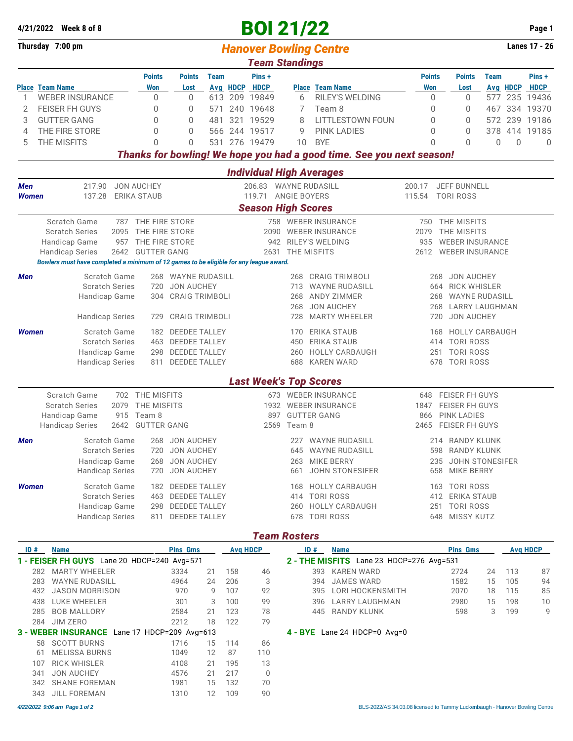4/21/2022 Week 8 of 8

# BOI 21/22

Thursday 7:00 pm

## Hanover Bowling Centre

Lanes 17 - 26

### Team Standings

| Place | Team Name | Points Won | Points Lost | Team Avg | HDCP | Pins + HDCP | Place | Team Name | Points Won | Points Lost | Team Avg | HDCP | Pins + HDCP |
|---|---|---|---|---|---|---|---|---|---|---|---|---|---|
| 1 | WEBER INSURANCE | 0 | 0 | 613 | 209 | 19849 | 6 | RILEY'S WELDING | 0 | 0 | 577 | 235 | 19436 |
| 2 | FEISER FH GUYS | 0 | 0 | 571 | 240 | 19648 | 7 | Team 8 | 0 | 0 | 467 | 334 | 19370 |
| 3 | GUTTER GANG | 0 | 0 | 481 | 321 | 19529 | 8 | LITTLESTOWN FOUN | 0 | 0 | 572 | 239 | 19186 |
| 4 | THE FIRE STORE | 0 | 0 | 566 | 244 | 19517 | 9 | PINK LADIES | 0 | 0 | 378 | 414 | 19185 |
| 5 | THE MISFITS | 0 | 0 | 531 | 276 | 19479 | 10 | BYE | 0 | 0 | 0 | 0 | 0 |

***Thanks for bowling! We hope you had a good time. See you next season!***

### Individual High Averages

| | | | | | | |
|---|---|---|---|---|---|---|
| **Men** | 217.90 | JON AUCHEY | 206.83 | WAYNE RUDASILL | 200.17 | JEFF BUNNELL |
| **Women** | 137.28 | ERIKA STAUB | 119.71 | ANGIE BOYERS | 115.54 | TORI ROSS |

### Season High Scores

| | | | | | | |
|---|---|---|---|---|---|---|
| Scratch Game | 787 | THE FIRE STORE | 758 | WEBER INSURANCE | 750 | THE MISFITS |
| Scratch Series | 2095 | THE FIRE STORE | 2090 | WEBER INSURANCE | 2079 | THE MISFITS |
| Handicap Game | 957 | THE FIRE STORE | 942 | RILEY'S WELDING | 935 | WEBER INSURANCE |
| Handicap Series | 2642 | GUTTER GANG | 2631 | THE MISFITS | 2612 | WEBER INSURANCE |

*Bowlers must have completed a minimum of 12 games to be eligible for any league award.*

| | | | | | | | |
|---|---|---|---|---|---|---|---|
| **Men** | Scratch Game | 268 | WAYNE RUDASILL | 268 | CRAIG TRIMBOLI | 268 | JON AUCHEY |
| | Scratch Series | 720 | JON AUCHEY | 713 | WAYNE RUDASILL | 664 | RICK WHISLER |
| | Handicap Game | 304 | CRAIG TRIMBOLI | 268 | ANDY ZIMMER | 268 | WAYNE RUDASILL |
| | | | | 268 | JON AUCHEY | 268 | LARRY LAUGHMAN |
| | Handicap Series | 729 | CRAIG TRIMBOLI | 728 | MARTY WHEELER | 720 | JON AUCHEY |
| **Women** | Scratch Game | 182 | DEEDEE TALLEY | 170 | ERIKA STAUB | 168 | HOLLY CARBAUGH |
| | Scratch Series | 463 | DEEDEE TALLEY | 450 | ERIKA STAUB | 414 | TORI ROSS |
| | Handicap Game | 298 | DEEDEE TALLEY | 260 | HOLLY CARBAUGH | 251 | TORI ROSS |
| | Handicap Series | 811 | DEEDEE TALLEY | 688 | KAREN WARD | 678 | TORI ROSS |

### Last Week's Top Scores

| | | | | | | |
|---|---|---|---|---|---|---|
| Scratch Game | 702 | THE MISFITS | 673 | WEBER INSURANCE | 648 | FEISER FH GUYS |
| Scratch Series | 2079 | THE MISFITS | 1932 | WEBER INSURANCE | 1847 | FEISER FH GUYS |
| Handicap Game | 915 | Team 8 | 897 | GUTTER GANG | 866 | PINK LADIES |
| Handicap Series | 2642 | GUTTER GANG | 2569 | Team 8 | 2465 | FEISER FH GUYS |

| | | | | | | | |
|---|---|---|---|---|---|---|---|
| **Men** | Scratch Game | 268 | JON AUCHEY | 227 | WAYNE RUDASILL | 214 | RANDY KLUNK |
| | Scratch Series | 720 | JON AUCHEY | 645 | WAYNE RUDASILL | 598 | RANDY KLUNK |
| | Handicap Game | 268 | JON AUCHEY | 263 | MIKE BERRY | 235 | JOHN STONESIFER |
| | Handicap Series | 720 | JON AUCHEY | 661 | JOHN STONESIFER | 658 | MIKE BERRY |
| **Women** | Scratch Game | 182 | DEEDEE TALLEY | 168 | HOLLY CARBAUGH | 163 | TORI ROSS |
| | Scratch Series | 463 | DEEDEE TALLEY | 414 | TORI ROSS | 412 | ERIKA STAUB |
| | Handicap Game | 298 | DEEDEE TALLEY | 260 | HOLLY CARBAUGH | 251 | TORI ROSS |
| | Handicap Series | 811 | DEEDEE TALLEY | 678 | TORI ROSS | 648 | MISSY KUTZ |

### Team Rosters

**1 - FEISER FH GUYS** Lane 20 HDCP=240 Avg=571

| ID # | Name | Pins | Gms | Avg | HDCP |
|---|---|---|---|---|---|
| 282 | MARTY WHEELER | 3334 | 21 | 158 | 46 |
| 283 | WAYNE RUDASILL | 4964 | 24 | 206 | 3 |
| 432 | JASON MORRISON | 970 | 9 | 107 | 92 |
| 438 | LUKE WHEELER | 301 | 3 | 100 | 99 |
| 285 | BOB MALLORY | 2584 | 21 | 123 | 78 |
| 284 | JIM ZERO | 2212 | 18 | 122 | 79 |

**3 - WEBER INSURANCE** Lane 17 HDCP=209 Avg=613

| ID # | Name | Pins | Gms | Avg | HDCP |
|---|---|---|---|---|---|
| 58 | SCOTT BURNS | 1716 | 15 | 114 | 86 |
| 61 | MELISSA BURNS | 1049 | 12 | 87 | 110 |
| 107 | RICK WHISLER | 4108 | 21 | 195 | 13 |
| 341 | JON AUCHEY | 4576 | 21 | 217 | 0 |
| 342 | SHANE FOREMAN | 1981 | 15 | 132 | 70 |
| 343 | JILL FOREMAN | 1310 | 12 | 109 | 90 |

**2 - THE MISFITS** Lane 23 HDCP=276 Avg=531

| ID # | Name | Pins | Gms | Avg | HDCP |
|---|---|---|---|---|---|
| 393 | KAREN WARD | 2724 | 24 | 113 | 87 |
| 394 | JAMES WARD | 1582 | 15 | 105 | 94 |
| 395 | LORI HOCKENSMITH | 2070 | 18 | 115 | 85 |
| 396 | LARRY LAUGHMAN | 2980 | 15 | 198 | 10 |
| 445 | RANDY KLUNK | 598 | 3 | 199 | 9 |

**4 - BYE** Lane 24 HDCP=0 Avg=0

4/22/2022 9:06 am

BLS-2022/AS 34.03.08 licensed to Tammy Luckenbaugh - Hanover Bowling Centre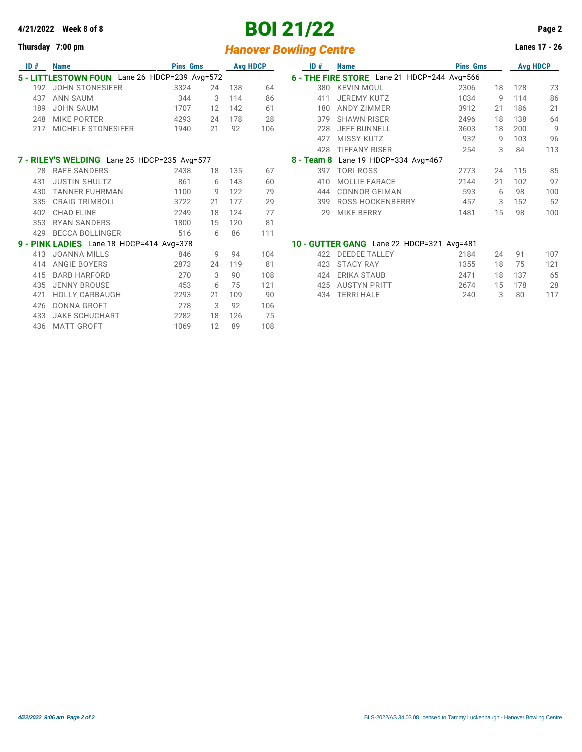# BOI 21/22

4/21/2022 Week 8 of 8

Thursday 7:00 pm

*Hanover Bowling Centre*

Lanes 17 - 26

## 5 - LITTLESTOWN FOUN Lane 26 HDCP=239 Avg=572

| ID # | Name | Pins | Gms | Avg | HDCP |
|---|---|---|---|---|---|
| 192 | JOHN STONESIFER | 3324 | 24 | 138 | 64 |
| 437 | ANN SAUM | 344 | 3 | 114 | 86 |
| 189 | JOHN SAUM | 1707 | 12 | 142 | 61 |
| 248 | MIKE PORTER | 4293 | 24 | 178 | 28 |
| 217 | MICHELE STONESIFER | 1940 | 21 | 92 | 106 |

## 7 - RILEY'S WELDING Lane 25 HDCP=235 Avg=577

| ID # | Name | Pins | Gms | Avg | HDCP |
|---|---|---|---|---|---|
| 28 | RAFE SANDERS | 2438 | 18 | 135 | 67 |
| 431 | JUSTIN SHULTZ | 861 | 6 | 143 | 60 |
| 430 | TANNER FUHRMAN | 1100 | 9 | 122 | 79 |
| 335 | CRAIG TRIMBOLI | 3722 | 21 | 177 | 29 |
| 402 | CHAD ELINE | 2249 | 18 | 124 | 77 |
| 353 | RYAN SANDERS | 1800 | 15 | 120 | 81 |
| 429 | BECCA BOLLINGER | 516 | 6 | 86 | 111 |

## 9 - PINK LADIES Lane 18 HDCP=414 Avg=378

| ID # | Name | Pins | Gms | Avg | HDCP |
|---|---|---|---|---|---|
| 413 | JOANNA MILLS | 846 | 9 | 94 | 104 |
| 414 | ANGIE BOYERS | 2873 | 24 | 119 | 81 |
| 415 | BARB HARFORD | 270 | 3 | 90 | 108 |
| 435 | JENNY BROUSE | 453 | 6 | 75 | 121 |
| 421 | HOLLY CARBAUGH | 2293 | 21 | 109 | 90 |
| 426 | DONNA GROFT | 278 | 3 | 92 | 106 |
| 433 | JAKE SCHUCHART | 2282 | 18 | 126 | 75 |
| 436 | MATT GROFT | 1069 | 12 | 89 | 108 |

## 6 - THE FIRE STORE Lane 21 HDCP=244 Avg=566

| ID # | Name | Pins | Gms | Avg | HDCP |
|---|---|---|---|---|---|
| 380 | KEVIN MOUL | 2306 | 18 | 128 | 73 |
| 411 | JEREMY KUTZ | 1034 | 9 | 114 | 86 |
| 180 | ANDY ZIMMER | 3912 | 21 | 186 | 21 |
| 379 | SHAWN RISER | 2496 | 18 | 138 | 64 |
| 228 | JEFF BUNNELL | 3603 | 18 | 200 | 9 |
| 427 | MISSY KUTZ | 932 | 9 | 103 | 96 |
| 428 | TIFFANY RISER | 254 | 3 | 84 | 113 |

## 8 - Team 8 Lane 19 HDCP=334 Avg=467

| ID # | Name | Pins | Gms | Avg | HDCP |
|---|---|---|---|---|---|
| 397 | TORI ROSS | 2773 | 24 | 115 | 85 |
| 410 | MOLLIE FARACE | 2144 | 21 | 102 | 97 |
| 444 | CONNOR GEIMAN | 593 | 6 | 98 | 100 |
| 399 | ROSS HOCKENBERRY | 457 | 3 | 152 | 52 |
| 29 | MIKE BERRY | 1481 | 15 | 98 | 100 |

## 10 - GUTTER GANG Lane 22 HDCP=321 Avg=481

| ID # | Name | Pins | Gms | Avg | HDCP |
|---|---|---|---|---|---|
| 422 | DEEDEE TALLEY | 2184 | 24 | 91 | 107 |
| 423 | STACY RAY | 1355 | 18 | 75 | 121 |
| 424 | ERIKA STAUB | 2471 | 18 | 137 | 65 |
| 425 | AUSTYN PRITT | 2674 | 15 | 178 | 28 |
| 434 | TERRI HALE | 240 | 3 | 80 | 117 |

*4/22/2022 9:06 am*

BLS-2022/AS 34.03.08 licensed to Tammy Luckenbaugh - Hanover Bowling Centre